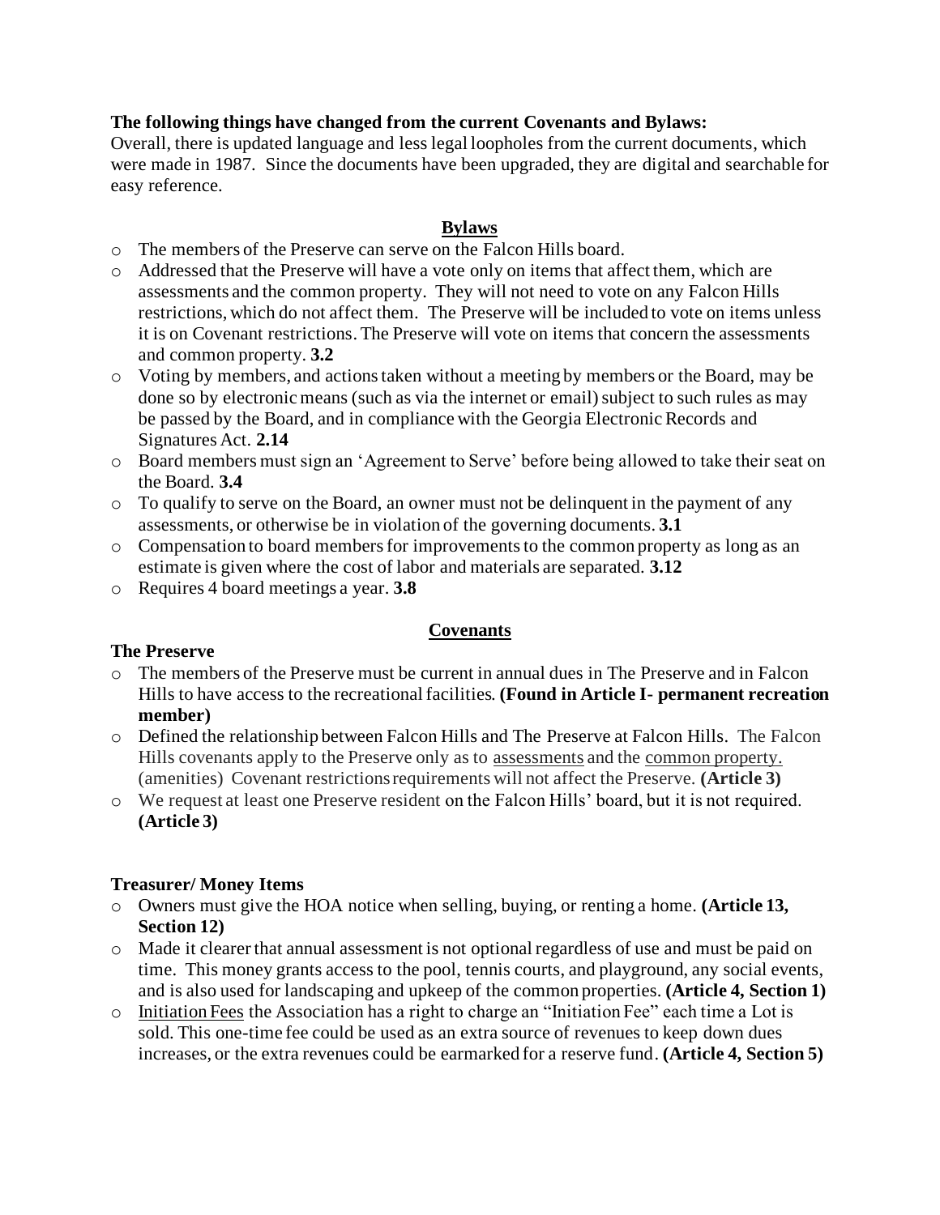**The following things have changed from the current Covenants and Bylaws:**
Overall, there is updated language and less legal loopholes from the current documents, which were made in 1987. Since the documents have been upgraded, they are digital and searchable for easy reference.

## Bylaws

- The members of the Preserve can serve on the Falcon Hills board.
- Addressed that the Preserve will have a vote only on items that affect them, which are assessments and the common property. They will not need to vote on any Falcon Hills restrictions, which do not affect them. The Preserve will be included to vote on items unless it is on Covenant restrictions. The Preserve will vote on items that concern the assessments and common property. **3.2**
- Voting by members, and actions taken without a meeting by members or the Board, may be done so by electronic means (such as via the internet or email) subject to such rules as may be passed by the Board, and in compliance with the Georgia Electronic Records and Signatures Act. **2.14**
- Board members must sign an 'Agreement to Serve' before being allowed to take their seat on the Board. **3.4**
- To qualify to serve on the Board, an owner must not be delinquent in the payment of any assessments, or otherwise be in violation of the governing documents. **3.1**
- Compensation to board members for improvements to the common property as long as an estimate is given where the cost of labor and materials are separated. **3.12**
- Requires 4 board meetings a year. **3.8**

## Covenants

### The Preserve

- The members of the Preserve must be current in annual dues in The Preserve and in Falcon Hills to have access to the recreational facilities. **(Found in Article I- permanent recreation member)**
- Defined the relationship between Falcon Hills and The Preserve at Falcon Hills. The Falcon Hills covenants apply to the Preserve only as to assessments and the common property. (amenities) Covenant restrictions requirements will not affect the Preserve. **(Article 3)**
- We request at least one Preserve resident on the Falcon Hills' board, but it is not required. **(Article 3)**

### Treasurer/ Money Items

- Owners must give the HOA notice when selling, buying, or renting a home. **(Article 13, Section 12)**
- Made it clearer that annual assessment is not optional regardless of use and must be paid on time. This money grants access to the pool, tennis courts, and playground, any social events, and is also used for landscaping and upkeep of the common properties. **(Article 4, Section 1)**
- Initiation Fees the Association has a right to charge an "Initiation Fee" each time a Lot is sold. This one-time fee could be used as an extra source of revenues to keep down dues increases, or the extra revenues could be earmarked for a reserve fund. **(Article 4, Section 5)**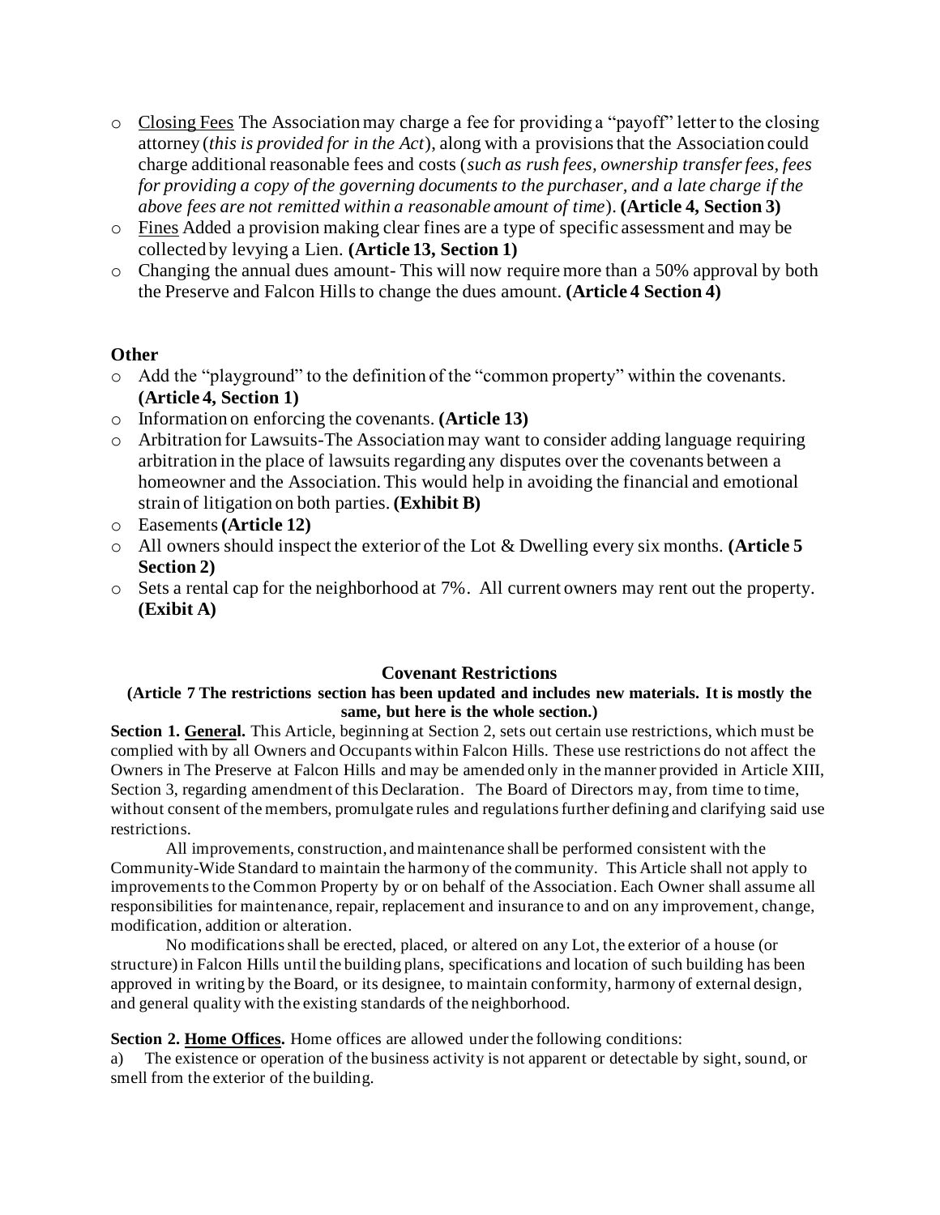- Closing Fees The Association may charge a fee for providing a "payoff" letter to the closing attorney (*this is provided for in the Act*), along with a provisions that the Association could charge additional reasonable fees and costs (*such as rush fees, ownership transfer fees, fees for providing a copy of the governing documents to the purchaser, and a late charge if the above fees are not remitted within a reasonable amount of time*). **(Article 4, Section 3)**
- Fines Added a provision making clear fines are a type of specific assessment and may be collected by levying a Lien. **(Article 13, Section 1)**
- Changing the annual dues amount- This will now require more than a 50% approval by both the Preserve and Falcon Hills to change the dues amount. **(Article 4 Section 4)**

**Other**

- Add the "playground" to the definition of the "common property" within the covenants. **(Article 4, Section 1)**
- Information on enforcing the covenants. **(Article 13)**
- Arbitration for Lawsuits-The Association may want to consider adding language requiring arbitration in the place of lawsuits regarding any disputes over the covenants between a homeowner and the Association. This would help in avoiding the financial and emotional strain of litigation on both parties. **(Exhibit B)**
- Easements **(Article 12)**
- All owners should inspect the exterior of the Lot & Dwelling every six months. **(Article 5 Section 2)**
- Sets a rental cap for the neighborhood at 7%. All current owners may rent out the property. **(Exibit A)**

## Covenant Restrictions

**(Article 7 The restrictions section has been updated and includes new materials. It is mostly the same, but here is the whole section.)**

**Section 1. General.** This Article, beginning at Section 2, sets out certain use restrictions, which must be complied with by all Owners and Occupants within Falcon Hills. These use restrictions do not affect the Owners in The Preserve at Falcon Hills and may be amended only in the manner provided in Article XIII, Section 3, regarding amendment of this Declaration. The Board of Directors may, from time to time, without consent of the members, promulgate rules and regulations further defining and clarifying said use restrictions.

All improvements, construction, and maintenance shall be performed consistent with the Community-Wide Standard to maintain the harmony of the community. This Article shall not apply to improvements to the Common Property by or on behalf of the Association. Each Owner shall assume all responsibilities for maintenance, repair, replacement and insurance to and on any improvement, change, modification, addition or alteration.

No modifications shall be erected, placed, or altered on any Lot, the exterior of a house (or structure) in Falcon Hills until the building plans, specifications and location of such building has been approved in writing by the Board, or its designee, to maintain conformity, harmony of external design, and general quality with the existing standards of the neighborhood.

**Section 2. Home Offices.** Home offices are allowed under the following conditions:

a) The existence or operation of the business activity is not apparent or detectable by sight, sound, or smell from the exterior of the building.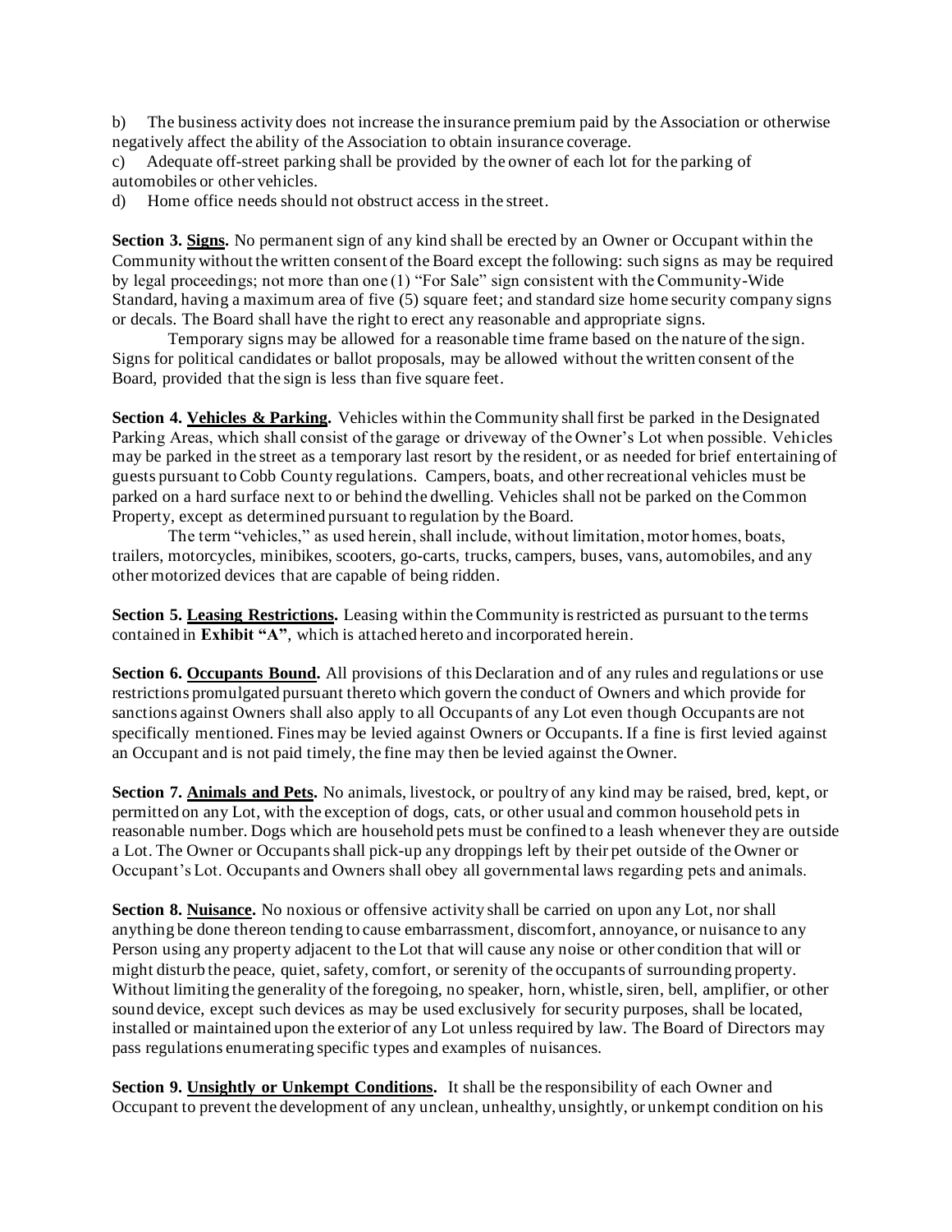b) The business activity does not increase the insurance premium paid by the Association or otherwise negatively affect the ability of the Association to obtain insurance coverage.

c) Adequate off-street parking shall be provided by the owner of each lot for the parking of automobiles or other vehicles.

d) Home office needs should not obstruct access in the street.

**Section 3. <u>Signs</u>.** No permanent sign of any kind shall be erected by an Owner or Occupant within the Community without the written consent of the Board except the following: such signs as may be required by legal proceedings; not more than one (1) "For Sale" sign consistent with the Community-Wide Standard, having a maximum area of five (5) square feet; and standard size home security company signs or decals. The Board shall have the right to erect any reasonable and appropriate signs.

Temporary signs may be allowed for a reasonable time frame based on the nature of the sign. Signs for political candidates or ballot proposals, may be allowed without the written consent of the Board, provided that the sign is less than five square feet.

**Section 4. <u>Vehicles & Parking</u>.** Vehicles within the Community shall first be parked in the Designated Parking Areas, which shall consist of the garage or driveway of the Owner's Lot when possible. Vehicles may be parked in the street as a temporary last resort by the resident, or as needed for brief entertaining of guests pursuant to Cobb County regulations. Campers, boats, and other recreational vehicles must be parked on a hard surface next to or behind the dwelling. Vehicles shall not be parked on the Common Property, except as determined pursuant to regulation by the Board.

The term "vehicles," as used herein, shall include, without limitation, motor homes, boats, trailers, motorcycles, minibikes, scooters, go-carts, trucks, campers, buses, vans, automobiles, and any other motorized devices that are capable of being ridden.

**Section 5. <u>Leasing Restrictions</u>.** Leasing within the Community is restricted as pursuant to the terms contained in **Exhibit "A"**, which is attached hereto and incorporated herein.

**Section 6. <u>Occupants Bound</u>.** All provisions of this Declaration and of any rules and regulations or use restrictions promulgated pursuant thereto which govern the conduct of Owners and which provide for sanctions against Owners shall also apply to all Occupants of any Lot even though Occupants are not specifically mentioned. Fines may be levied against Owners or Occupants. If a fine is first levied against an Occupant and is not paid timely, the fine may then be levied against the Owner.

**Section 7. <u>Animals and Pets</u>.** No animals, livestock, or poultry of any kind may be raised, bred, kept, or permitted on any Lot, with the exception of dogs, cats, or other usual and common household pets in reasonable number. Dogs which are household pets must be confined to a leash whenever they are outside a Lot. The Owner or Occupants shall pick-up any droppings left by their pet outside of the Owner or Occupant's Lot. Occupants and Owners shall obey all governmental laws regarding pets and animals.

**Section 8. <u>Nuisance</u>.** No noxious or offensive activity shall be carried on upon any Lot, nor shall anything be done thereon tending to cause embarrassment, discomfort, annoyance, or nuisance to any Person using any property adjacent to the Lot that will cause any noise or other condition that will or might disturb the peace, quiet, safety, comfort, or serenity of the occupants of surrounding property. Without limiting the generality of the foregoing, no speaker, horn, whistle, siren, bell, amplifier, or other sound device, except such devices as may be used exclusively for security purposes, shall be located, installed or maintained upon the exterior of any Lot unless required by law. The Board of Directors may pass regulations enumerating specific types and examples of nuisances.

**Section 9. <u>Unsightly or Unkempt Conditions</u>.** It shall be the responsibility of each Owner and Occupant to prevent the development of any unclean, unhealthy, unsightly, or unkempt condition on his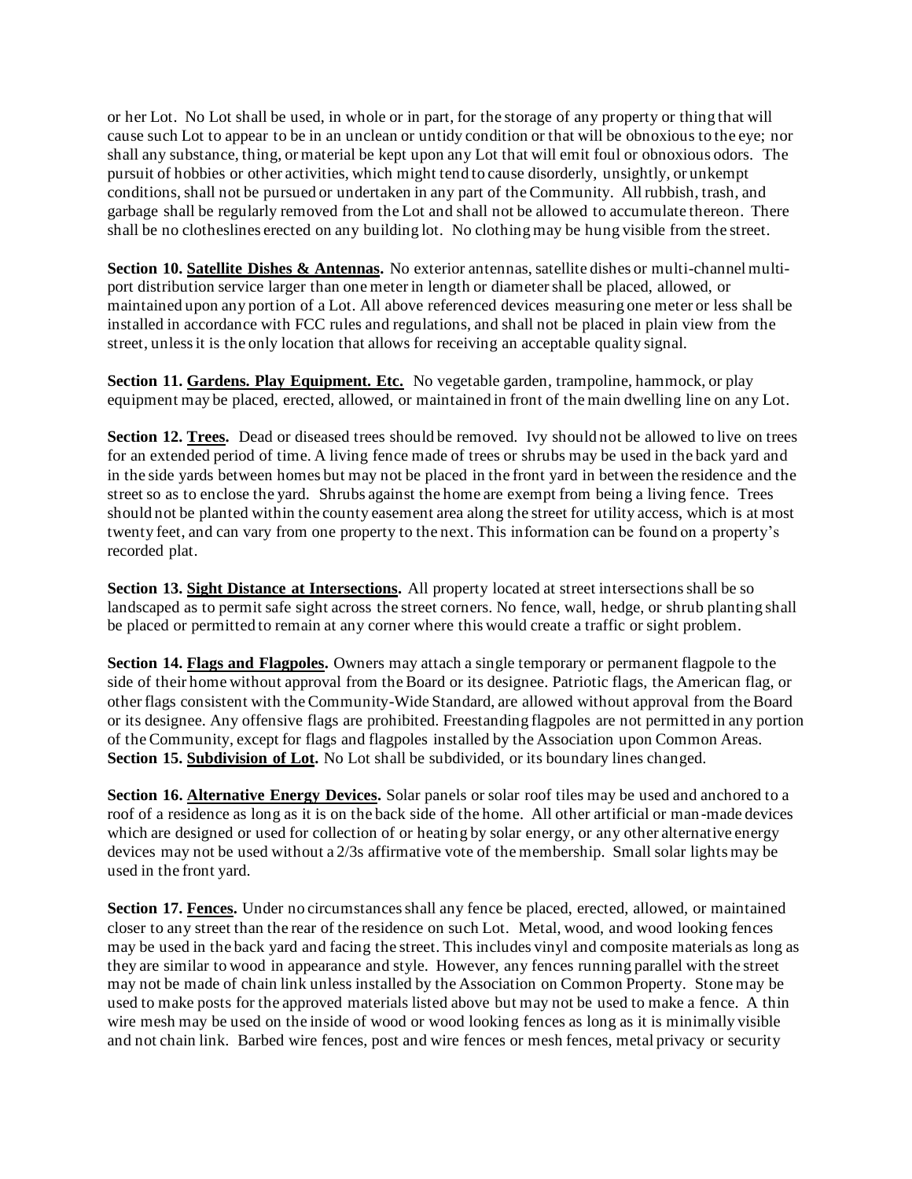or her Lot. No Lot shall be used, in whole or in part, for the storage of any property or thing that will cause such Lot to appear to be in an unclean or untidy condition or that will be obnoxious to the eye; nor shall any substance, thing, or material be kept upon any Lot that will emit foul or obnoxious odors. The pursuit of hobbies or other activities, which might tend to cause disorderly, unsightly, or unkempt conditions, shall not be pursued or undertaken in any part of the Community. All rubbish, trash, and garbage shall be regularly removed from the Lot and shall not be allowed to accumulate thereon. There shall be no clotheslines erected on any building lot. No clothing may be hung visible from the street.

**Section 10. Satellite Dishes & Antennas.** No exterior antennas, satellite dishes or multi-channel multi-port distribution service larger than one meter in length or diameter shall be placed, allowed, or maintained upon any portion of a Lot. All above referenced devices measuring one meter or less shall be installed in accordance with FCC rules and regulations, and shall not be placed in plain view from the street, unless it is the only location that allows for receiving an acceptable quality signal.

**Section 11. Gardens. Play Equipment. Etc.** No vegetable garden, trampoline, hammock, or play equipment may be placed, erected, allowed, or maintained in front of the main dwelling line on any Lot.

**Section 12. Trees.** Dead or diseased trees should be removed. Ivy should not be allowed to live on trees for an extended period of time. A living fence made of trees or shrubs may be used in the back yard and in the side yards between homes but may not be placed in the front yard in between the residence and the street so as to enclose the yard. Shrubs against the home are exempt from being a living fence. Trees should not be planted within the county easement area along the street for utility access, which is at most twenty feet, and can vary from one property to the next. This information can be found on a property's recorded plat.

**Section 13. Sight Distance at Intersections.** All property located at street intersections shall be so landscaped as to permit safe sight across the street corners. No fence, wall, hedge, or shrub planting shall be placed or permitted to remain at any corner where this would create a traffic or sight problem.

**Section 14. Flags and Flagpoles.** Owners may attach a single temporary or permanent flagpole to the side of their home without approval from the Board or its designee. Patriotic flags, the American flag, or other flags consistent with the Community-Wide Standard, are allowed without approval from the Board or its designee. Any offensive flags are prohibited. Freestanding flagpoles are not permitted in any portion of the Community, except for flags and flagpoles installed by the Association upon Common Areas.

**Section 15. Subdivision of Lot.** No Lot shall be subdivided, or its boundary lines changed.

**Section 16. Alternative Energy Devices.** Solar panels or solar roof tiles may be used and anchored to a roof of a residence as long as it is on the back side of the home. All other artificial or man-made devices which are designed or used for collection of or heating by solar energy, or any other alternative energy devices may not be used without a 2/3s affirmative vote of the membership. Small solar lights may be used in the front yard.

**Section 17. Fences.** Under no circumstances shall any fence be placed, erected, allowed, or maintained closer to any street than the rear of the residence on such Lot. Metal, wood, and wood looking fences may be used in the back yard and facing the street. This includes vinyl and composite materials as long as they are similar to wood in appearance and style. However, any fences running parallel with the street may not be made of chain link unless installed by the Association on Common Property. Stone may be used to make posts for the approved materials listed above but may not be used to make a fence. A thin wire mesh may be used on the inside of wood or wood looking fences as long as it is minimally visible and not chain link. Barbed wire fences, post and wire fences or mesh fences, metal privacy or security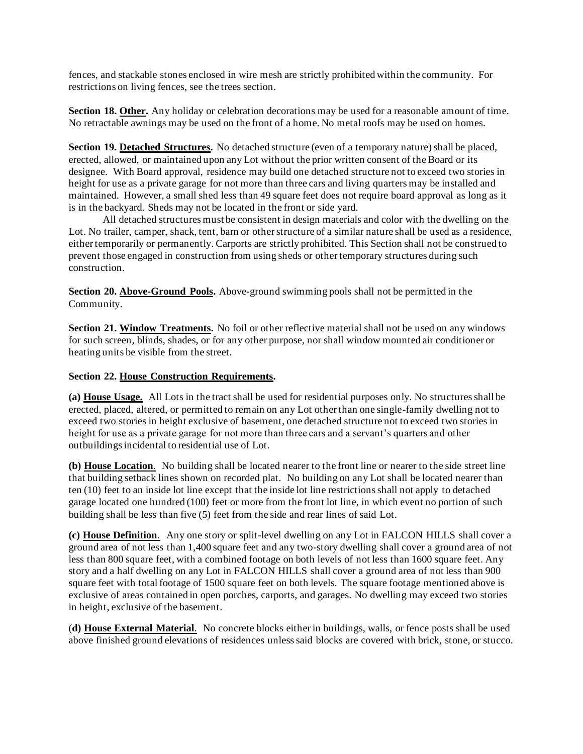fences, and stackable stones enclosed in wire mesh are strictly prohibited within the community. For restrictions on living fences, see the trees section.

**Section 18. <u>Other</u>.** Any holiday or celebration decorations may be used for a reasonable amount of time. No retractable awnings may be used on the front of a home. No metal roofs may be used on homes.

**Section 19. <u>Detached Structures</u>.** No detached structure (even of a temporary nature) shall be placed, erected, allowed, or maintained upon any Lot without the prior written consent of the Board or its designee. With Board approval, residence may build one detached structure not to exceed two stories in height for use as a private garage for not more than three cars and living quarters may be installed and maintained. However, a small shed less than 49 square feet does not require board approval as long as it is in the backyard. Sheds may not be located in the front or side yard.

All detached structures must be consistent in design materials and color with the dwelling on the Lot. No trailer, camper, shack, tent, barn or other structure of a similar nature shall be used as a residence, either temporarily or permanently. Carports are strictly prohibited. This Section shall not be construed to prevent those engaged in construction from using sheds or other temporary structures during such construction.

**Section 20. <u>Above-Ground Pools</u>.** Above-ground swimming pools shall not be permitted in the Community.

**Section 21. <u>Window Treatments</u>.** No foil or other reflective material shall not be used on any windows for such screen, blinds, shades, or for any other purpose, nor shall window mounted air conditioner or heating units be visible from the street.

**Section 22. <u>House Construction Requirements</u>.**

**(a) <u>House Usage.</u>** All Lots in the tract shall be used for residential purposes only. No structures shall be erected, placed, altered, or permitted to remain on any Lot other than one single-family dwelling not to exceed two stories in height exclusive of basement, one detached structure not to exceed two stories in height for use as a private garage for not more than three cars and a servant's quarters and other outbuildings incidental to residential use of Lot.

**(b) <u>House Location</u>**. No building shall be located nearer to the front line or nearer to the side street line that building setback lines shown on recorded plat. No building on any Lot shall be located nearer than ten (10) feet to an inside lot line except that the inside lot line restrictions shall not apply to detached garage located one hundred (100) feet or more from the front lot line, in which event no portion of such building shall be less than five (5) feet from the side and rear lines of said Lot.

**(c) <u>House Definition</u>**. Any one story or split-level dwelling on any Lot in FALCON HILLS shall cover a ground area of not less than 1,400 square feet and any two-story dwelling shall cover a ground area of not less than 800 square feet, with a combined footage on both levels of not less than 1600 square feet. Any story and a half dwelling on any Lot in FALCON HILLS shall cover a ground area of not less than 900 square feet with total footage of 1500 square feet on both levels. The square footage mentioned above is exclusive of areas contained in open porches, carports, and garages. No dwelling may exceed two stories in height, exclusive of the basement.

(**d) <u>House External Material</u>**. No concrete blocks either in buildings, walls, or fence posts shall be used above finished ground elevations of residences unless said blocks are covered with brick, stone, or stucco.